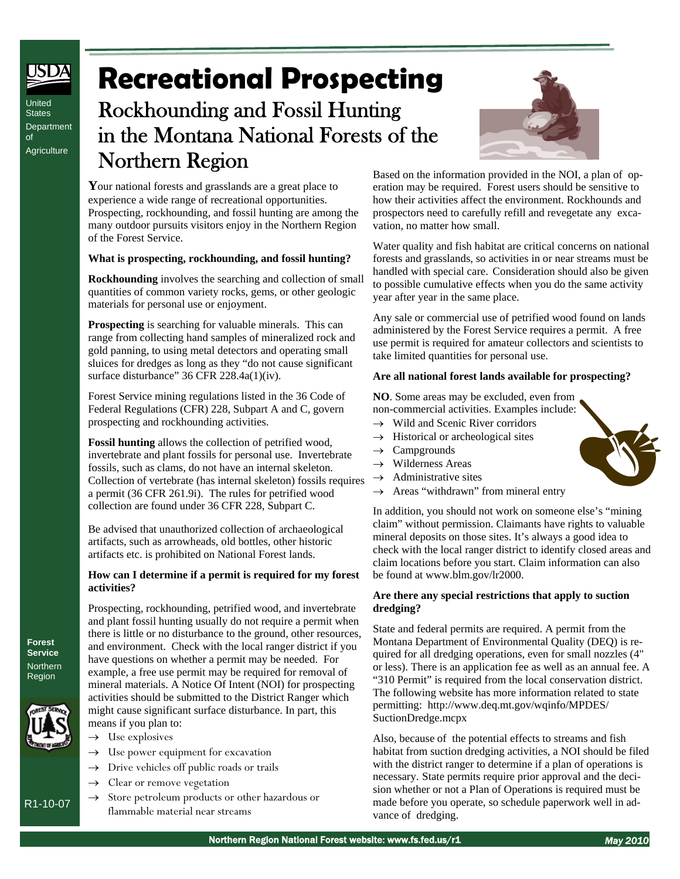# Recreational Prospecting

## Rockhounding and Fossil Hunting in the Montana National Forests of the Northern Region

United States Department of Agriculture

Forest Service Northern Region

R1-10-07

**Y**our national forests and grasslands are a great place to experience a wide range of recreational opportunities. Prospecting, rockhounding, and fossil hunting are among the many outdoor pursuits visitors enjoy in the Northern Region of the Forest Service.

**What is prospecting, rockhounding, and fossil hunting?**

**Rockhounding** involves the searching and collection of small quantities of common variety rocks, gems, or other geologic materials for personal use or enjoyment.

**Prospecting** is searching for valuable minerals. This can range from collecting hand samples of mineralized rock and gold panning, to using metal detectors and operating small sluices for dredges as long as they "do not cause significant surface disturbance" 36 CFR 228.4a(1)(iv).

Forest Service mining regulations listed in the 36 Code of Federal Regulations (CFR) 228, Subpart A and C, govern prospecting and rockhounding activities.

**Fossil hunting** allows the collection of petrified wood, invertebrate and plant fossils for personal use. Invertebrate fossils, such as clams, do not have an internal skeleton. Collection of vertebrate (has internal skeleton) fossils requires a permit (36 CFR 261.9i). The rules for petrified wood collection are found under 36 CFR 228, Subpart C.

Be advised that unauthorized collection of archaeological artifacts, such as arrowheads, old bottles, other historic artifacts etc. is prohibited on National Forest lands.

**How can I determine if a permit is required for my forest activities?**

Prospecting, rockhounding, petrified wood, and invertebrate and plant fossil hunting usually do not require a permit when there is little or no disturbance to the ground, other resources, and environment. Check with the local ranger district if you have questions on whether a permit may be needed. For example, a free use permit may be required for removal of mineral materials. A Notice Of Intent (NOI) for prospecting activities should be submitted to the District Ranger which might cause significant surface disturbance. In part, this means if you plan to:

- → Use explosives
- → Use power equipment for excavation
- → Drive vehicles off public roads or trails
- → Clear or remove vegetation
- → Store petroleum products or other hazardous or flammable material near streams

Based on the information provided in the NOI, a plan of operation may be required. Forest users should be sensitive to how their activities affect the environment. Rockhounds and prospectors need to carefully refill and revegetate any excavation, no matter how small.

Water quality and fish habitat are critical concerns on national forests and grasslands, so activities in or near streams must be handled with special care. Consideration should also be given to possible cumulative effects when you do the same activity year after year in the same place.

Any sale or commercial use of petrified wood found on lands administered by the Forest Service requires a permit. A free use permit is required for amateur collectors and scientists to take limited quantities for personal use.

**Are all national forest lands available for prospecting?**

**NO**. Some areas may be excluded, even from non-commercial activities. Examples include:

- → Wild and Scenic River corridors
- → Historical or archeological sites
- → Campgrounds
- → Wilderness Areas
- → Administrative sites
- → Areas "withdrawn" from mineral entry

In addition, you should not work on someone else's "mining claim" without permission. Claimants have rights to valuable mineral deposits on those sites. It's always a good idea to check with the local ranger district to identify closed areas and claim locations before you start. Claim information can also be found at www.blm.gov/lr2000.

**Are there any special restrictions that apply to suction dredging?**

State and federal permits are required. A permit from the Montana Department of Environmental Quality (DEQ) is required for all dredging operations, even for small nozzles (4" or less). There is an application fee as well as an annual fee. A "310 Permit" is required from the local conservation district. The following website has more information related to state permitting: http://www.deq.mt.gov/wqinfo/MPDES/SuctionDredge.mcpx

Also, because of the potential effects to streams and fish habitat from suction dredging activities, a NOI should be filed with the district ranger to determine if a plan of operations is necessary. State permits require prior approval and the decision whether or not a Plan of Operations is required must be made before you operate, so schedule paperwork well in advance of dredging.

Northern Region National Forest website: www.fs.fed.us/r1 — May 2010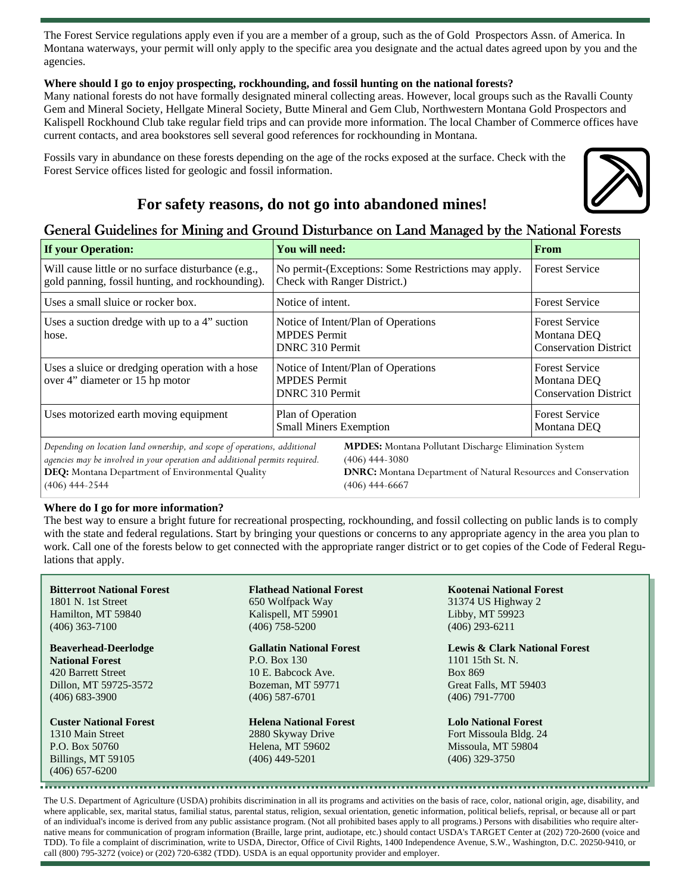The Forest Service regulations apply even if you are a member of a group, such as the of Gold Prospectors Assn. of America. In Montana waterways, your permit will only apply to the specific area you designate and the actual dates agreed upon by you and the agencies.

**Where should I go to enjoy prospecting, rockhounding, and fossil hunting on the national forests?**

Many national forests do not have formally designated mineral collecting areas. However, local groups such as the Ravalli County Gem and Mineral Society, Hellgate Mineral Society, Butte Mineral and Gem Club, Northwestern Montana Gold Prospectors and Kalispell Rockhound Club take regular field trips and can provide more information. The local Chamber of Commerce offices have current contacts, and area bookstores sell several good references for rockhounding in Montana.

Fossils vary in abundance on these forests depending on the age of the rocks exposed at the surface. Check with the Forest Service offices listed for geologic and fossil information.

## For safety reasons, do not go into abandoned mines!

## General Guidelines for Mining and Ground Disturbance on Land Managed by the National Forests

| If your Operation: | You will need: | From |
|---|---|---|
| Will cause little or no surface disturbance (e.g., gold panning, fossil hunting, and rockhounding). | No permit-(Exceptions: Some Restrictions may apply. Check with Ranger District.) | Forest Service |
| Uses a small sluice or rocker box. | Notice of intent. | Forest Service |
| Uses a suction dredge with up to a 4" suction hose. | Notice of Intent/Plan of Operations<br>MPDES Permit<br>DNRC 310 Permit | Forest Service<br>Montana DEQ<br>Conservation District |
| Uses a sluice or dredging operation with a hose over 4" diameter or 15 hp motor | Notice of Intent/Plan of Operations<br>MPDES Permit<br>DNRC 310 Permit | Forest Service<br>Montana DEQ<br>Conservation District |
| Uses motorized earth moving equipment | Plan of Operation<br>Small Miners Exemption | Forest Service<br>Montana DEQ |

*Depending on location land ownership, and scope of operations, additional agencies may be involved in your operation and additional permits required.*

**DEQ:** Montana Department of Environmental Quality
(406) 444-2544

**MPDES:** Montana Pollutant Discharge Elimination System
(406) 444-3080

**DNRC:** Montana Department of Natural Resources and Conservation
(406) 444-6667

**Where do I go for more information?**

The best way to ensure a bright future for recreational prospecting, rockhounding, and fossil collecting on public lands is to comply with the state and federal regulations. Start by bringing your questions or concerns to any appropriate agency in the area you plan to work. Call one of the forests below to get connected with the appropriate ranger district or to get copies of the Code of Federal Regulations that apply.

**Bitterroot National Forest**
1801 N. 1st Street
Hamilton, MT 59840
(406) 363-7100

**Beaverhead-Deerlodge National Forest**
420 Barrett Street
Dillon, MT 59725-3572
(406) 683-3900

**Custer National Forest**
1310 Main Street
P.O. Box 50760
Billings, MT 59105
(406) 657-6200

**Flathead National Forest**
650 Wolfpack Way
Kalispell, MT 59901
(406) 758-5200

**Gallatin National Forest**
P.O. Box 130
10 E. Babcock Ave.
Bozeman, MT 59771
(406) 587-6701

**Helena National Forest**
2880 Skyway Drive
Helena, MT 59602
(406) 449-5201

**Kootenai National Forest**
31374 US Highway 2
Libby, MT 59923
(406) 293-6211

**Lewis & Clark National Forest**
1101 15th St. N.
Box 869
Great Falls, MT 59403
(406) 791-7700

**Lolo National Forest**
Fort Missoula Bldg. 24
Missoula, MT 59804
(406) 329-3750

The U.S. Department of Agriculture (USDA) prohibits discrimination in all its programs and activities on the basis of race, color, national origin, age, disability, and where applicable, sex, marital status, familial status, parental status, religion, sexual orientation, genetic information, political beliefs, reprisal, or because all or part of an individual's income is derived from any public assistance program. (Not all prohibited bases apply to all programs.) Persons with disabilities who require alternative means for communication of program information (Braille, large print, audiotape, etc.) should contact USDA's TARGET Center at (202) 720-2600 (voice and TDD). To file a complaint of discrimination, write to USDA, Director, Office of Civil Rights, 1400 Independence Avenue, S.W., Washington, D.C. 20250-9410, or call (800) 795-3272 (voice) or (202) 720-6382 (TDD). USDA is an equal opportunity provider and employer.